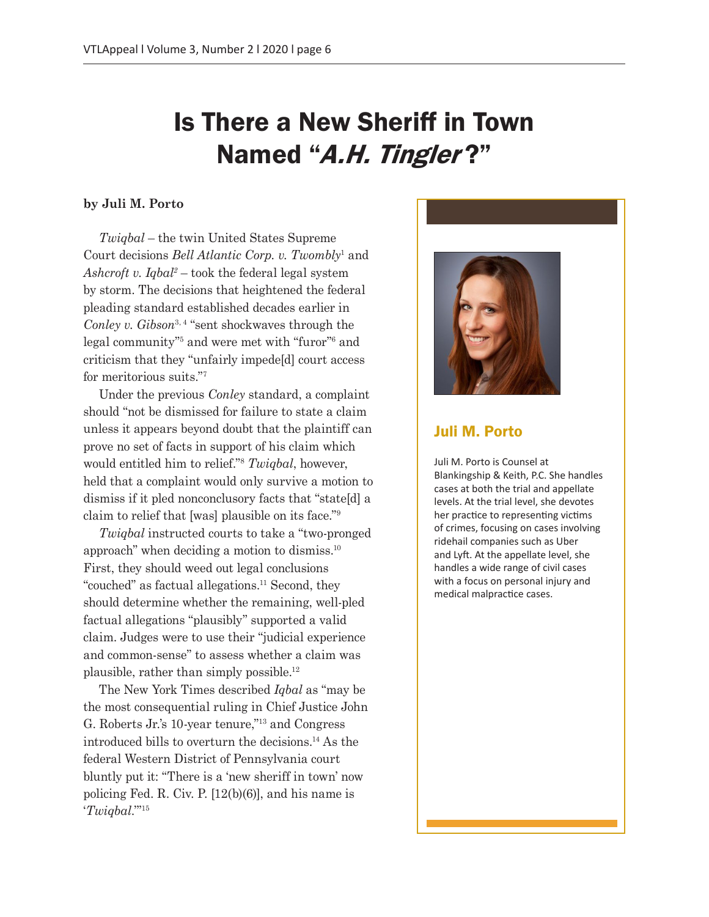# Is There a New Sheriff in Town Named "*A.H. Tingler*?"

**by Juli M. Porto**

*Twiqbal* – the twin United States Supreme Court decisions *Bell Atlantic Corp. v. Twombly*[1] and *Ashcroft v. Iqbal*[2] – took the federal legal system by storm. The decisions that heightened the federal pleading standard established decades earlier in *Conley v. Gibson*[3, 4] "sent shockwaves through the legal community"[5] and were met with "furor"[6] and criticism that they "unfairly impede[d] court access for meritorious suits."[7]

Under the previous *Conley* standard, a complaint should "not be dismissed for failure to state a claim unless it appears beyond doubt that the plaintiff can prove no set of facts in support of his claim which would entitled him to relief."[8] *Twiqbal*, however, held that a complaint would only survive a motion to dismiss if it pled nonconclusory facts that "state[d] a claim to relief that [was] plausible on its face."[9]

*Twiqbal* instructed courts to take a "two-pronged approach" when deciding a motion to dismiss.[10] First, they should weed out legal conclusions "couched" as factual allegations.[11] Second, they should determine whether the remaining, well-pled factual allegations "plausibly" supported a valid claim. Judges were to use their "judicial experience and common-sense" to assess whether a claim was plausible, rather than simply possible.[12]

The New York Times described *Iqbal* as "may be the most consequential ruling in Chief Justice John G. Roberts Jr.'s 10-year tenure,"[13] and Congress introduced bills to overturn the decisions.[14] As the federal Western District of Pennsylvania court bluntly put it: "There is a 'new sheriff in town' now policing Fed. R. Civ. P. [12(b)(6)], and his name is '*Twiqbal*.'"[15]

**Juli M. Porto**

Juli M. Porto is Counsel at Blankingship & Keith, P.C. She handles cases at both the trial and appellate levels. At the trial level, she devotes her practice to representing victims of crimes, focusing on cases involving ridehail companies such as Uber and Lyft. At the appellate level, she handles a wide range of civil cases with a focus on personal injury and medical malpractice cases.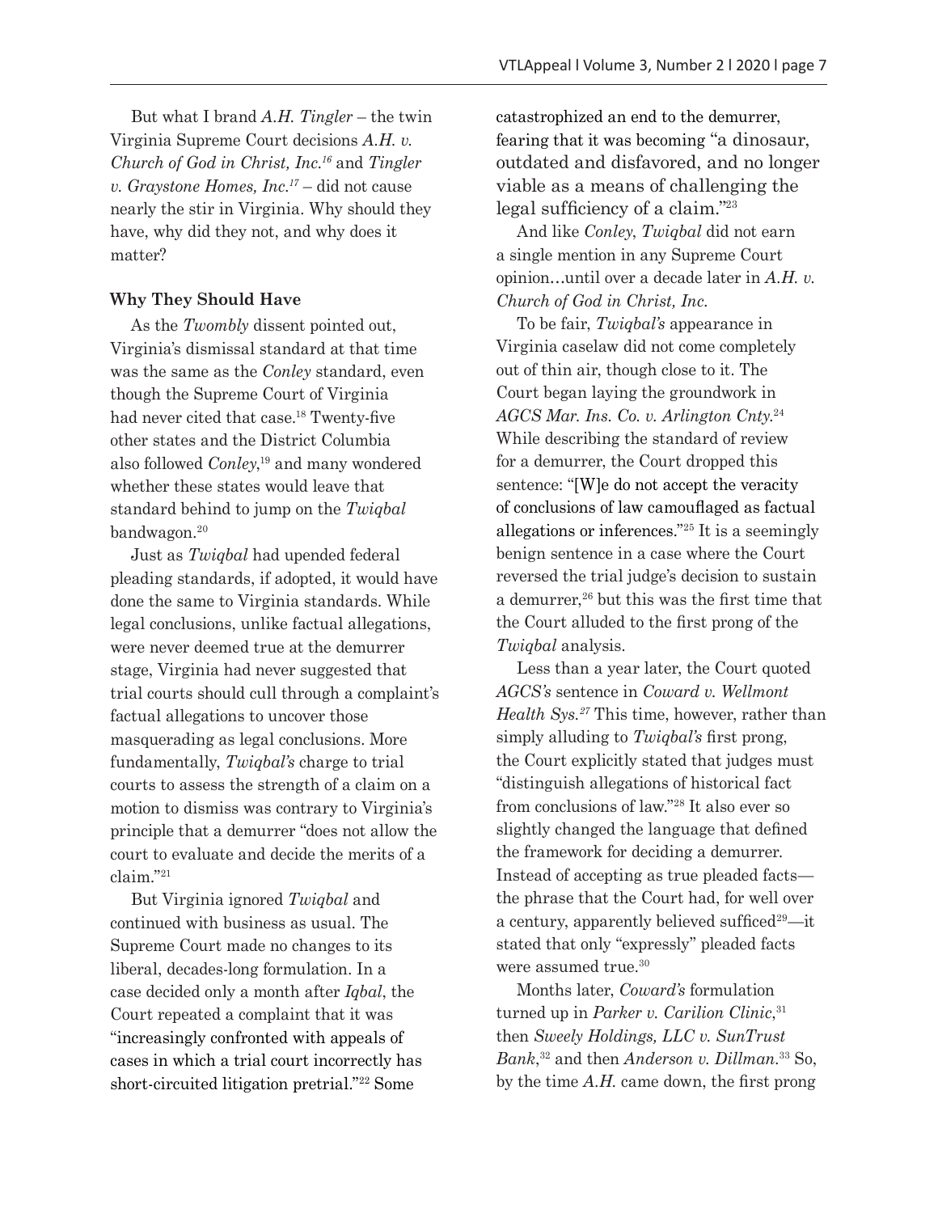But what I brand *A.H. Tingler* – the twin Virginia Supreme Court decisions *A.H. v. Church of God in Christ, Inc.*[16] and *Tingler v. Graystone Homes, Inc.*[17] – did not cause nearly the stir in Virginia. Why should they have, why did they not, and why does it matter?

**Why They Should Have**

As the *Twombly* dissent pointed out, Virginia's dismissal standard at that time was the same as the *Conley* standard, even though the Supreme Court of Virginia had never cited that case.[18] Twenty-five other states and the District Columbia also followed *Conley*,[19] and many wondered whether these states would leave that standard behind to jump on the *Twiqbal* bandwagon.[20]

Just as *Twiqbal* had upended federal pleading standards, if adopted, it would have done the same to Virginia standards. While legal conclusions, unlike factual allegations, were never deemed true at the demurrer stage, Virginia had never suggested that trial courts should cull through a complaint's factual allegations to uncover those masquerading as legal conclusions. More fundamentally, *Twiqbal's* charge to trial courts to assess the strength of a claim on a motion to dismiss was contrary to Virginia's principle that a demurrer "does not allow the court to evaluate and decide the merits of a claim."[21]

But Virginia ignored *Twiqbal* and continued with business as usual. The Supreme Court made no changes to its liberal, decades-long formulation. In a case decided only a month after *Iqbal*, the Court repeated a complaint that it was "increasingly confronted with appeals of cases in which a trial court incorrectly has short-circuited litigation pretrial."[22] Some catastrophized an end to the demurrer, fearing that it was becoming "a dinosaur, outdated and disfavored, and no longer viable as a means of challenging the legal sufficiency of a claim."[23]

And like *Conley*, *Twiqbal* did not earn a single mention in any Supreme Court opinion…until over a decade later in *A.H. v. Church of God in Christ, Inc.*

To be fair, *Twiqbal's* appearance in Virginia caselaw did not come completely out of thin air, though close to it. The Court began laying the groundwork in *AGCS Mar. Ins. Co. v. Arlington Cnty.*[24] While describing the standard of review for a demurrer, the Court dropped this sentence: "[W]e do not accept the veracity of conclusions of law camouflaged as factual allegations or inferences."[25] It is a seemingly benign sentence in a case where the Court reversed the trial judge's decision to sustain a demurrer,[26] but this was the first time that the Court alluded to the first prong of the *Twiqbal* analysis.

Less than a year later, the Court quoted *AGCS's* sentence in *Coward v. Wellmont Health Sys.*[27] This time, however, rather than simply alluding to *Twiqbal's* first prong, the Court explicitly stated that judges must "distinguish allegations of historical fact from conclusions of law."[28] It also ever so slightly changed the language that defined the framework for deciding a demurrer. Instead of accepting as true pleaded facts—the phrase that the Court had, for well over a century, apparently believed sufficed[29]—it stated that only "expressly" pleaded facts were assumed true.[30]

Months later, *Coward's* formulation turned up in *Parker v. Carilion Clinic*,[31] then *Sweely Holdings, LLC v. SunTrust Bank*,[32] and then *Anderson v. Dillman*.[33] So, by the time *A.H.* came down, the first prong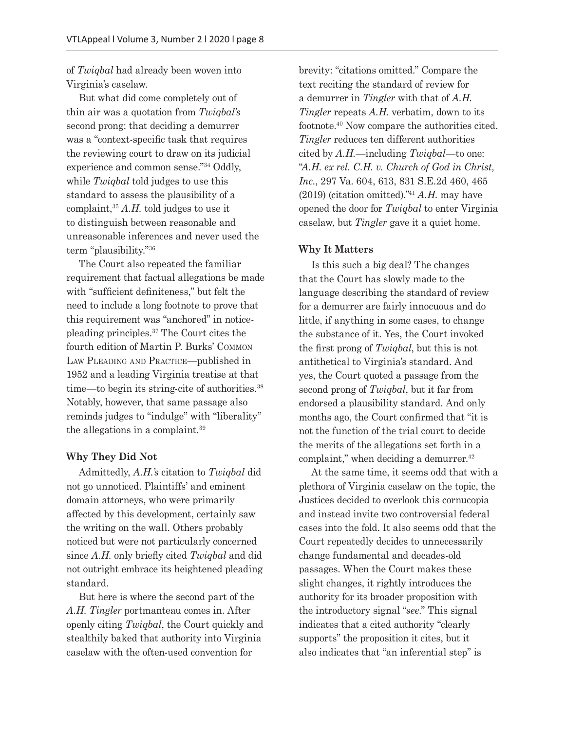of *Twiqbal* had already been woven into Virginia's caselaw.

But what did come completely out of thin air was a quotation from *Twiqbal's* second prong: that deciding a demurrer was a "context-specific task that requires the reviewing court to draw on its judicial experience and common sense."[34] Oddly, while *Twiqbal* told judges to use this standard to assess the plausibility of a complaint,[35] *A.H.* told judges to use it to distinguish between reasonable and unreasonable inferences and never used the term "plausibility."[36]

The Court also repeated the familiar requirement that factual allegations be made with "sufficient definiteness," but felt the need to include a long footnote to prove that this requirement was "anchored" in notice-pleading principles.[37] The Court cites the fourth edition of Martin P. Burks' Common Law Pleading and Practice—published in 1952 and a leading Virginia treatise at that time—to begin its string-cite of authorities.[38] Notably, however, that same passage also reminds judges to "indulge" with "liberality" the allegations in a complaint.[39]

**Why They Did Not**

Admittedly, *A.H.'s* citation to *Twiqbal* did not go unnoticed. Plaintiffs' and eminent domain attorneys, who were primarily affected by this development, certainly saw the writing on the wall. Others probably noticed but were not particularly concerned since *A.H.* only briefly cited *Twiqbal* and did not outright embrace its heightened pleading standard.

But here is where the second part of the *A.H. Tingler* portmanteau comes in. After openly citing *Twiqbal*, the Court quickly and stealthily baked that authority into Virginia caselaw with the often-used convention for brevity: "citations omitted." Compare the text reciting the standard of review for a demurrer in *Tingler* with that of *A.H.* *Tingler* repeats *A.H.* verbatim, down to its footnote.[40] Now compare the authorities cited. *Tingler* reduces ten different authorities cited by *A.H.*—including *Twiqbal*—to one: "*A.H. ex rel. C.H. v. Church of God in Christ, Inc.*, 297 Va. 604, 613, 831 S.E.2d 460, 465 (2019) (citation omitted)."[41] *A.H.* may have opened the door for *Twiqbal* to enter Virginia caselaw, but *Tingler* gave it a quiet home.

**Why It Matters**

Is this such a big deal? The changes that the Court has slowly made to the language describing the standard of review for a demurrer are fairly innocuous and do little, if anything in some cases, to change the substance of it. Yes, the Court invoked the first prong of *Twiqbal*, but this is not antithetical to Virginia's standard. And yes, the Court quoted a passage from the second prong of *Twiqbal*, but it far from endorsed a plausibility standard. And only months ago, the Court confirmed that "it is not the function of the trial court to decide the merits of the allegations set forth in a complaint," when deciding a demurrer.[42]

At the same time, it seems odd that with a plethora of Virginia caselaw on the topic, the Justices decided to overlook this cornucopia and instead invite two controversial federal cases into the fold. It also seems odd that the Court repeatedly decides to unnecessarily change fundamental and decades-old passages. When the Court makes these slight changes, it rightly introduces the authority for its broader proposition with the introductory signal "*see*." This signal indicates that a cited authority "clearly supports" the proposition it cites, but it also indicates that "an inferential step" is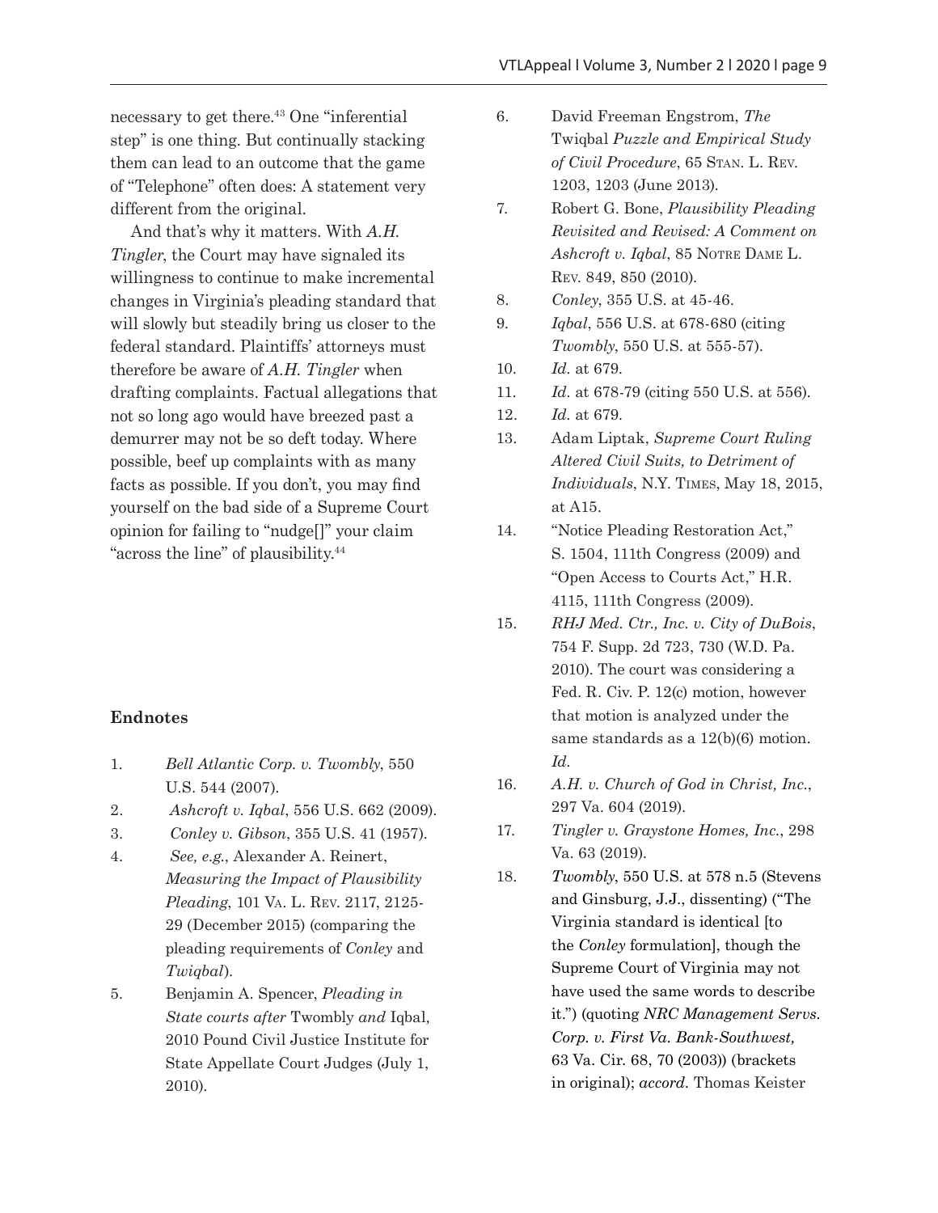necessary to get there.[43] One "inferential step" is one thing. But continually stacking them can lead to an outcome that the game of "Telephone" often does: A statement very different from the original.

And that's why it matters. With *A.H. Tingler*, the Court may have signaled its willingness to continue to make incremental changes in Virginia's pleading standard that will slowly but steadily bring us closer to the federal standard. Plaintiffs' attorneys must therefore be aware of *A.H. Tingler* when drafting complaints. Factual allegations that not so long ago would have breezed past a demurrer may not be so deft today. Where possible, beef up complaints with as many facts as possible. If you don't, you may find yourself on the bad side of a Supreme Court opinion for failing to "nudge[]" your claim "across the line" of plausibility.[44]

### Endnotes

1. *Bell Atlantic Corp. v. Twombly*, 550 U.S. 544 (2007).
2. *Ashcroft v. Iqbal*, 556 U.S. 662 (2009).
3. *Conley v. Gibson*, 355 U.S. 41 (1957).
4. *See, e.g.*, Alexander A. Reinert, *Measuring the Impact of Plausibility Pleading*, 101 Va. L. Rev. 2117, 2125-29 (December 2015) (comparing the pleading requirements of *Conley* and *Twiqbal*).
5. Benjamin A. Spencer, *Pleading in State courts after* Twombly *and* Iqbal, 2010 Pound Civil Justice Institute for State Appellate Court Judges (July 1, 2010).
6. David Freeman Engstrom, *The* Twiqbal *Puzzle and Empirical Study of Civil Procedure*, 65 Stan. L. Rev. 1203, 1203 (June 2013).
7. Robert G. Bone, *Plausibility Pleading Revisited and Revised: A Comment on Ashcroft v. Iqbal*, 85 Notre Dame L. Rev. 849, 850 (2010).
8. *Conley*, 355 U.S. at 45-46.
9. *Iqbal*, 556 U.S. at 678-680 (citing *Twombly*, 550 U.S. at 555-57).
10. *Id.* at 679.
11. *Id.* at 678-79 (citing 550 U.S. at 556).
12. *Id.* at 679.
13. Adam Liptak, *Supreme Court Ruling Altered Civil Suits, to Detriment of Individuals*, N.Y. Times, May 18, 2015, at A15.
14. "Notice Pleading Restoration Act," S. 1504, 111th Congress (2009) and "Open Access to Courts Act," H.R. 4115, 111th Congress (2009).
15. *RHJ Med. Ctr., Inc. v. City of DuBois*, 754 F. Supp. 2d 723, 730 (W.D. Pa. 2010). The court was considering a Fed. R. Civ. P. 12(c) motion, however that motion is analyzed under the same standards as a 12(b)(6) motion. *Id.*
16. *A.H. v. Church of God in Christ, Inc.*, 297 Va. 604 (2019).
17. *Tingler v. Graystone Homes, Inc.*, 298 Va. 63 (2019).
18. *Twombly*, 550 U.S. at 578 n.5 (Stevens and Ginsburg, J.J., dissenting) ("The Virginia standard is identical [to the *Conley* formulation], though the Supreme Court of Virginia may not have used the same words to describe it.") (quoting *NRC Management Servs. Corp. v. First Va. Bank-Southwest,* 63 Va. Cir. 68, 70 (2003)) (brackets in original); *accord.* Thomas Keister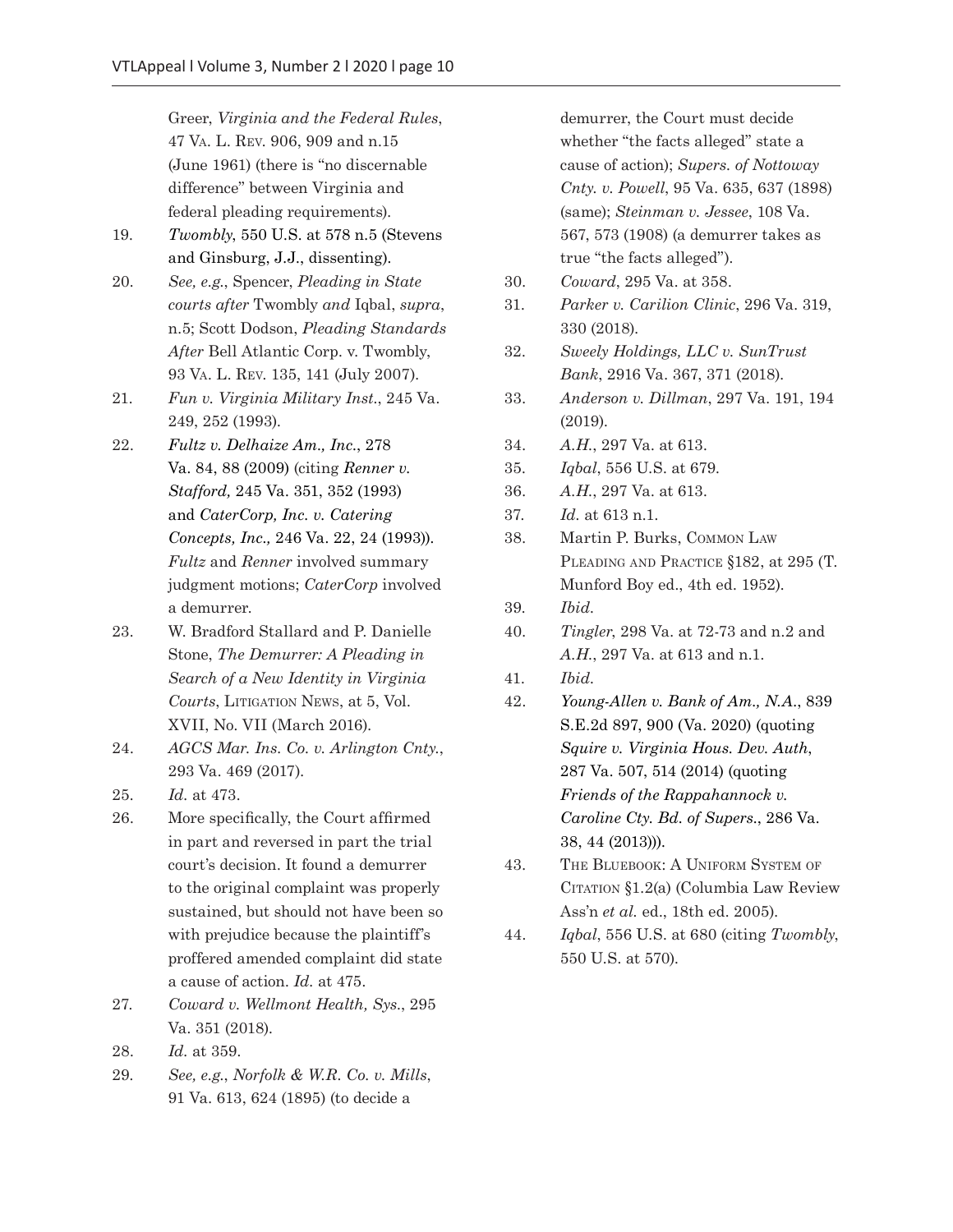Greer, *Virginia and the Federal Rules*, 47 VA. L. REV. 906, 909 and n.15 (June 1961) (there is "no discernable difference" between Virginia and federal pleading requirements).

19. *Twombly*, 550 U.S. at 578 n.5 (Stevens and Ginsburg, J.J., dissenting).
20. *See, e.g.*, Spencer, *Pleading in State courts after* Twombly *and* Iqbal, *supra*, n.5; Scott Dodson, *Pleading Standards After* Bell Atlantic Corp. v. Twombly, 93 VA. L. REV. 135, 141 (July 2007).
21. *Fun v. Virginia Military Inst.*, 245 Va. 249, 252 (1993).
22. *Fultz v. Delhaize Am., Inc.*, 278 Va. 84, 88 (2009) (citing *Renner v. Stafford,* 245 Va. 351, 352 (1993) and *CaterCorp, Inc. v. Catering Concepts, Inc.,* 246 Va. 22, 24 (1993)). *Fultz* and *Renner* involved summary judgment motions; *CaterCorp* involved a demurrer.
23. W. Bradford Stallard and P. Danielle Stone, *The Demurrer: A Pleading in Search of a New Identity in Virginia Courts*, LITIGATION NEWS, at 5, Vol. XVII, No. VII (March 2016).
24. *AGCS Mar. Ins. Co. v. Arlington Cnty.*, 293 Va. 469 (2017).
25. *Id.* at 473.
26. More specifically, the Court affirmed in part and reversed in part the trial court's decision. It found a demurrer to the original complaint was properly sustained, but should not have been so with prejudice because the plaintiff's proffered amended complaint did state a cause of action. *Id.* at 475.
27. *Coward v. Wellmont Health, Sys.*, 295 Va. 351 (2018).
28. *Id.* at 359.
29. *See, e.g.*, *Norfolk & W.R. Co. v. Mills*, 91 Va. 613, 624 (1895) (to decide a demurrer, the Court must decide whether "the facts alleged" state a cause of action); *Supers. of Nottoway Cnty. v. Powell*, 95 Va. 635, 637 (1898) (same); *Steinman v. Jessee*, 108 Va. 567, 573 (1908) (a demurrer takes as true "the facts alleged").
30. *Coward*, 295 Va. at 358.
31. *Parker v. Carilion Clinic*, 296 Va. 319, 330 (2018).
32. *Sweely Holdings, LLC v. SunTrust Bank*, 2916 Va. 367, 371 (2018).
33. *Anderson v. Dillman*, 297 Va. 191, 194 (2019).
34. *A.H.*, 297 Va. at 613.
35. *Iqbal*, 556 U.S. at 679.
36. *A.H.*, 297 Va. at 613.
37. *Id.* at 613 n.1.
38. Martin P. Burks, COMMON LAW PLEADING AND PRACTICE §182, at 295 (T. Munford Boy ed., 4th ed. 1952).
39. *Ibid.*
40. *Tingler*, 298 Va. at 72-73 and n.2 and *A.H.*, 297 Va. at 613 and n.1.
41. *Ibid.*
42. *Young-Allen v. Bank of Am., N.A.*, 839 S.E.2d 897, 900 (Va. 2020) (quoting *Squire v. Virginia Hous. Dev. Auth*, 287 Va. 507, 514 (2014) (quoting *Friends of the Rappahannock v. Caroline Cty. Bd. of Supers.*, 286 Va. 38, 44 (2013))).
43. THE BLUEBOOK: A UNIFORM SYSTEM OF CITATION §1.2(a) (Columbia Law Review Ass'n *et al.* ed., 18th ed. 2005).
44. *Iqbal*, 556 U.S. at 680 (citing *Twombly*, 550 U.S. at 570).